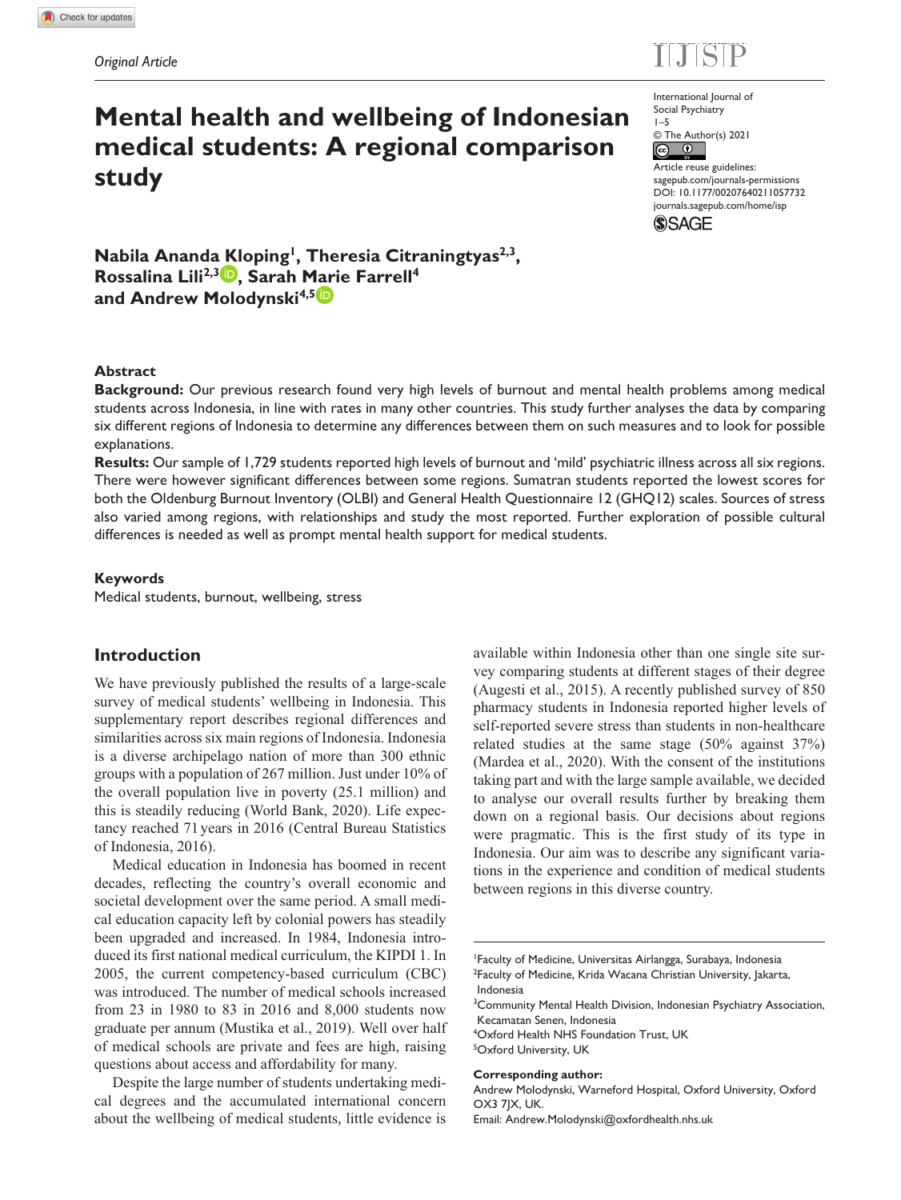*Original Article*

# Mental health and wellbeing of Indonesian medical students: A regional comparison study

International Journal of Social Psychiatry
1–5
© The Author(s) 2021
Article reuse guidelines: sagepub.com/journals-permissions
DOI: 10.1177/00207640211057732
journals.sagepub.com/home/isp

**Nabila Ananda Kloping[1], Theresia Citraningtyas[2,3], Rossalina Lili[2,3], Sarah Marie Farrell[4] and Andrew Molodynski[4,5]**

## Abstract

**Background:** Our previous research found very high levels of burnout and mental health problems among medical students across Indonesia, in line with rates in many other countries. This study further analyses the data by comparing six different regions of Indonesia to determine any differences between them on such measures and to look for possible explanations.

**Results:** Our sample of 1,729 students reported high levels of burnout and 'mild' psychiatric illness across all six regions. There were however significant differences between some regions. Sumatran students reported the lowest scores for both the Oldenburg Burnout Inventory (OLBI) and General Health Questionnaire 12 (GHQ12) scales. Sources of stress also varied among regions, with relationships and study the most reported. Further exploration of possible cultural differences is needed as well as prompt mental health support for medical students.

## Keywords

Medical students, burnout, wellbeing, stress

## Introduction

We have previously published the results of a large-scale survey of medical students' wellbeing in Indonesia. This supplementary report describes regional differences and similarities across six main regions of Indonesia. Indonesia is a diverse archipelago nation of more than 300 ethnic groups with a population of 267 million. Just under 10% of the overall population live in poverty (25.1 million) and this is steadily reducing (World Bank, 2020). Life expectancy reached 71 years in 2016 (Central Bureau Statistics of Indonesia, 2016).

Medical education in Indonesia has boomed in recent decades, reflecting the country's overall economic and societal development over the same period. A small medical education capacity left by colonial powers has steadily been upgraded and increased. In 1984, Indonesia introduced its first national medical curriculum, the KIPDI 1. In 2005, the current competency-based curriculum (CBC) was introduced. The number of medical schools increased from 23 in 1980 to 83 in 2016 and 8,000 students now graduate per annum (Mustika et al., 2019). Well over half of medical schools are private and fees are high, raising questions about access and affordability for many.

Despite the large number of students undertaking medical degrees and the accumulated international concern about the wellbeing of medical students, little evidence is available within Indonesia other than one single site survey comparing students at different stages of their degree (Augesti et al., 2015). A recently published survey of 850 pharmacy students in Indonesia reported higher levels of self-reported severe stress than students in non-healthcare related studies at the same stage (50% against 37%) (Mardea et al., 2020). With the consent of the institutions taking part and with the large sample available, we decided to analyse our overall results further by breaking them down on a regional basis. Our decisions about regions were pragmatic. This is the first study of its type in Indonesia. Our aim was to describe any significant variations in the experience and condition of medical students between regions in this diverse country.

[1]Faculty of Medicine, Universitas Airlangga, Surabaya, Indonesia
[2]Faculty of Medicine, Krida Wacana Christian University, Jakarta, Indonesia
[3]Community Mental Health Division, Indonesian Psychiatry Association, Kecamatan Senen, Indonesia
[4]Oxford Health NHS Foundation Trust, UK
[5]Oxford University, UK

**Corresponding author:**
Andrew Molodynski, Warneford Hospital, Oxford University, Oxford OX3 7JX, UK.
Email: Andrew.Molodynski@oxfordhealth.nhs.uk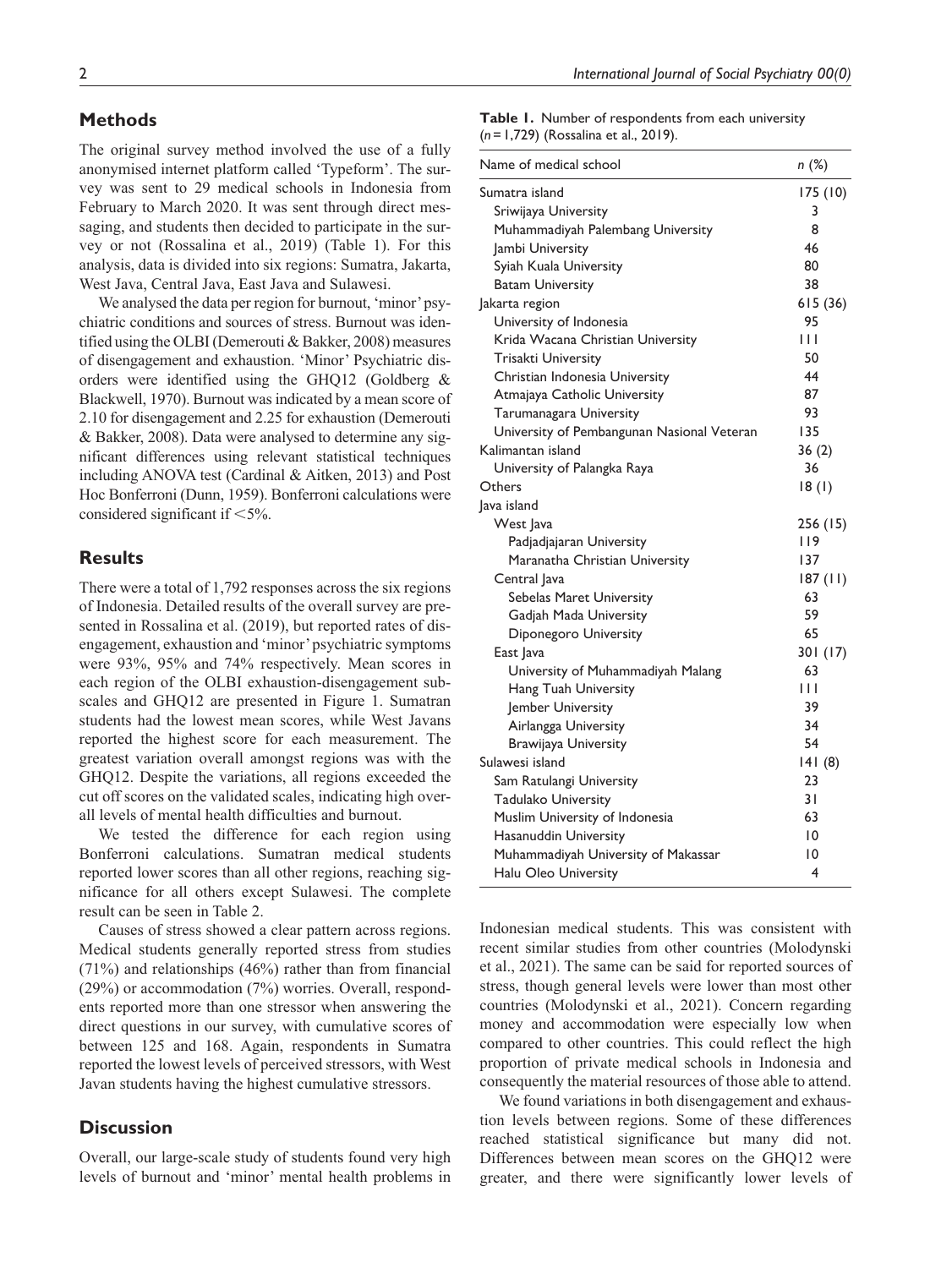## Methods

The original survey method involved the use of a fully anonymised internet platform called 'Typeform'. The survey was sent to 29 medical schools in Indonesia from February to March 2020. It was sent through direct messaging, and students then decided to participate in the survey or not (Rossalina et al., 2019) (Table 1). For this analysis, data is divided into six regions: Sumatra, Jakarta, West Java, Central Java, East Java and Sulawesi.

We analysed the data per region for burnout, 'minor' psychiatric conditions and sources of stress. Burnout was identified using the OLBI (Demerouti & Bakker, 2008) measures of disengagement and exhaustion. 'Minor' Psychiatric disorders were identified using the GHQ12 (Goldberg & Blackwell, 1970). Burnout was indicated by a mean score of 2.10 for disengagement and 2.25 for exhaustion (Demerouti & Bakker, 2008). Data were analysed to determine any significant differences using relevant statistical techniques including ANOVA test (Cardinal & Aitken, 2013) and Post Hoc Bonferroni (Dunn, 1959). Bonferroni calculations were considered significant if <5%.

**Table 1.** Number of respondents from each university ($n$ = 1,729) (Rossalina et al., 2019).

| Name of medical school | $n$ (%) |
|---|---|
| Sumatra island | 175 (10) |
| Sriwijaya University | 3 |
| Muhammadiyah Palembang University | 8 |
| Jambi University | 46 |
| Syiah Kuala University | 80 |
| Batam University | 38 |
| Jakarta region | 615 (36) |
| University of Indonesia | 95 |
| Krida Wacana Christian University | 111 |
| Trisakti University | 50 |
| Christian Indonesia University | 44 |
| Atmajaya Catholic University | 87 |
| Tarumanagara University | 93 |
| University of Pembangunan Nasional Veteran | 135 |
| Kalimantan island | 36 (2) |
| University of Palangka Raya | 36 |
| Others | 18 (1) |
| Java island | |
| West Java | 256 (15) |
| Padjadjaran University | 119 |
| Maranatha Christian University | 137 |
| Central Java | 187 (11) |
| Sebelas Maret University | 63 |
| Gadjah Mada University | 59 |
| Diponegoro University | 65 |
| East Java | 301 (17) |
| University of Muhammadiyah Malang | 63 |
| Hang Tuah University | 111 |
| Jember University | 39 |
| Airlangga University | 34 |
| Brawijaya University | 54 |
| Sulawesi island | 141 (8) |
| Sam Ratulangi University | 23 |
| Tadulako University | 31 |
| Muslim University of Indonesia | 63 |
| Hasanuddin University | 10 |
| Muhammadiyah University of Makassar | 10 |
| Halu Oleo University | 4 |

## Results

There were a total of 1,792 responses across the six regions of Indonesia. Detailed results of the overall survey are presented in Rossalina et al. (2019), but reported rates of disengagement, exhaustion and 'minor' psychiatric symptoms were 93%, 95% and 74% respectively. Mean scores in each region of the OLBI exhaustion-disengagement subscales and GHQ12 are presented in Figure 1. Sumatran students had the lowest mean scores, while West Javans reported the highest score for each measurement. The greatest variation overall amongst regions was with the GHQ12. Despite the variations, all regions exceeded the cut off scores on the validated scales, indicating high overall levels of mental health difficulties and burnout.

We tested the difference for each region using Bonferroni calculations. Sumatran medical students reported lower scores than all other regions, reaching significance for all others except Sulawesi. The complete result can be seen in Table 2.

Causes of stress showed a clear pattern across regions. Medical students generally reported stress from studies (71%) and relationships (46%) rather than from financial (29%) or accommodation (7%) worries. Overall, respondents reported more than one stressor when answering the direct questions in our survey, with cumulative scores of between 125 and 168. Again, respondents in Sumatra reported the lowest levels of perceived stressors, with West Javan students having the highest cumulative stressors.

## Discussion

Overall, our large-scale study of students found very high levels of burnout and 'minor' mental health problems in Indonesian medical students. This was consistent with recent similar studies from other countries (Molodynski et al., 2021). The same can be said for reported sources of stress, though general levels were lower than most other countries (Molodynski et al., 2021). Concern regarding money and accommodation were especially low when compared to other countries. This could reflect the high proportion of private medical schools in Indonesia and consequently the material resources of those able to attend.

We found variations in both disengagement and exhaustion levels between regions. Some of these differences reached statistical significance but many did not. Differences between mean scores on the GHQ12 were greater, and there were significantly lower levels of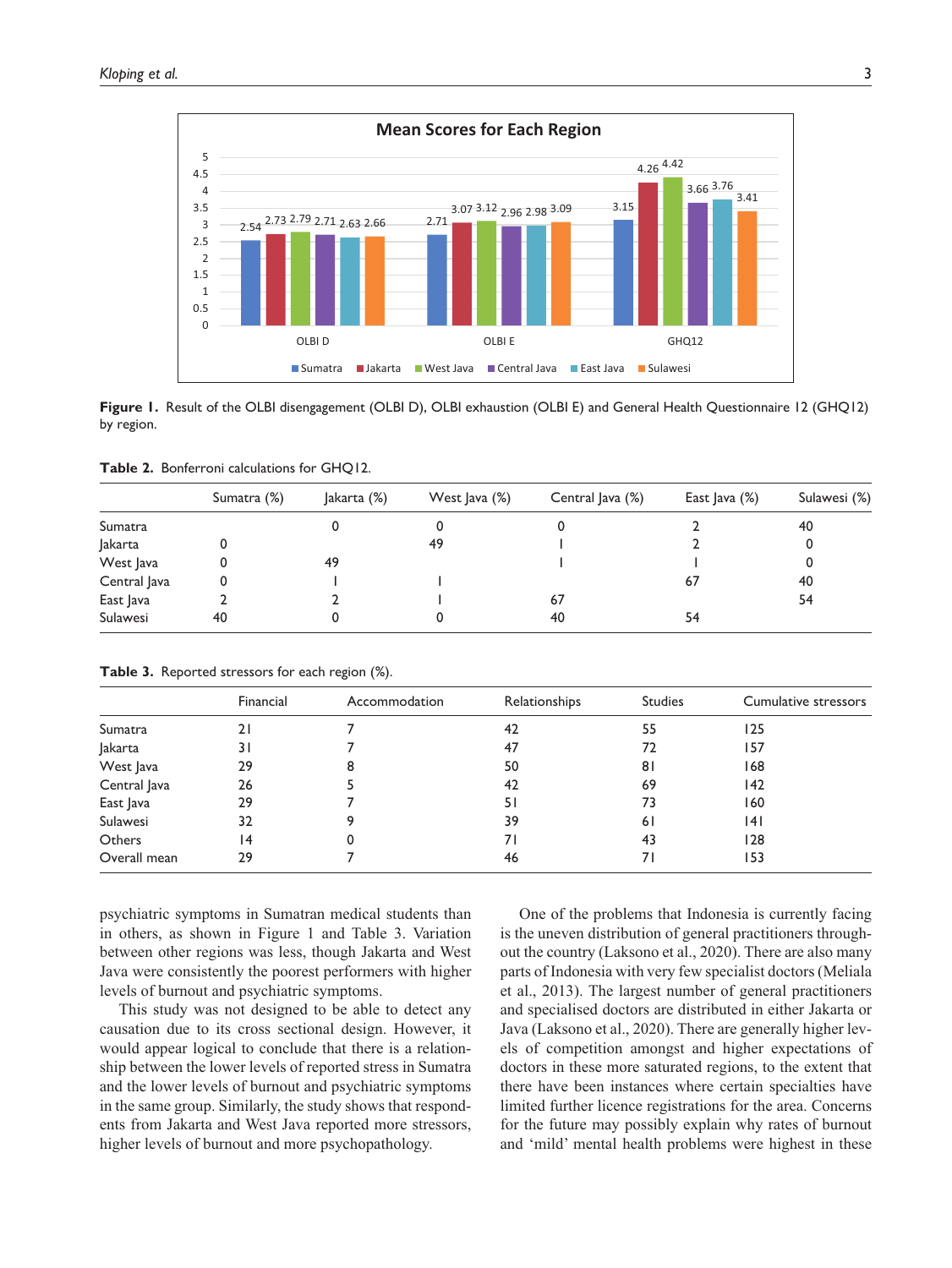**Figure 1.** Result of the OLBI disengagement (OLBI D), OLBI exhaustion (OLBI E) and General Health Questionnaire 12 (GHQ12) by region.

**Table 2.** Bonferroni calculations for GHQ12.

| | Sumatra (%) | Jakarta (%) | West Java (%) | Central Java (%) | East Java (%) | Sulawesi (%) |
|---|---|---|---|---|---|---|
| Sumatra | | 0 | 0 | 0 | 2 | 40 |
| Jakarta | 0 | | 49 | 1 | 2 | 0 |
| West Java | 0 | 49 | | 1 | 1 | 0 |
| Central Java | 0 | 1 | 1 | | 67 | 40 |
| East Java | 2 | 2 | 1 | 67 | | 54 |
| Sulawesi | 40 | 0 | 0 | 40 | 54 | |

**Table 3.** Reported stressors for each region (%).

| | Financial | Accommodation | Relationships | Studies | Cumulative stressors |
|---|---|---|---|---|---|
| Sumatra | 21 | 7 | 42 | 55 | 125 |
| Jakarta | 31 | 7 | 47 | 72 | 157 |
| West Java | 29 | 8 | 50 | 81 | 168 |
| Central Java | 26 | 5 | 42 | 69 | 142 |
| East Java | 29 | 7 | 51 | 73 | 160 |
| Sulawesi | 32 | 9 | 39 | 61 | 141 |
| Others | 14 | 0 | 71 | 43 | 128 |
| Overall mean | 29 | 7 | 46 | 71 | 153 |

psychiatric symptoms in Sumatran medical students than in others, as shown in Figure 1 and Table 3. Variation between other regions was less, though Jakarta and West Java were consistently the poorest performers with higher levels of burnout and psychiatric symptoms.

This study was not designed to be able to detect any causation due to its cross sectional design. However, it would appear logical to conclude that there is a relationship between the lower levels of reported stress in Sumatra and the lower levels of burnout and psychiatric symptoms in the same group. Similarly, the study shows that respondents from Jakarta and West Java reported more stressors, higher levels of burnout and more psychopathology.

One of the problems that Indonesia is currently facing is the uneven distribution of general practitioners throughout the country (Laksono et al., 2020). There are also many parts of Indonesia with very few specialist doctors (Meliala et al., 2013). The largest number of general practitioners and specialised doctors are distributed in either Jakarta or Java (Laksono et al., 2020). There are generally higher levels of competition amongst and higher expectations of doctors in these more saturated regions, to the extent that there have been instances where certain specialties have limited further licence registrations for the area. Concerns for the future may possibly explain why rates of burnout and 'mild' mental health problems were highest in these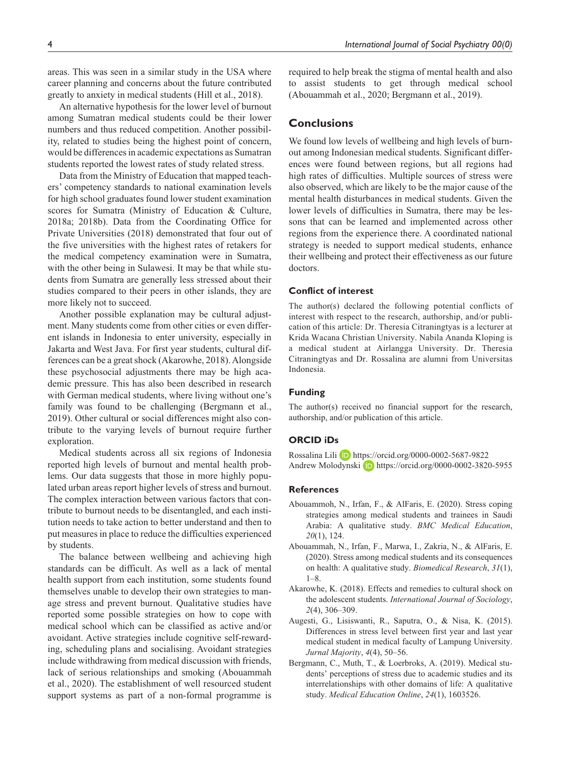areas. This was seen in a similar study in the USA where career planning and concerns about the future contributed greatly to anxiety in medical students (Hill et al., 2018).

An alternative hypothesis for the lower level of burnout among Sumatran medical students could be their lower numbers and thus reduced competition. Another possibility, related to studies being the highest point of concern, would be differences in academic expectations as Sumatran students reported the lowest rates of study related stress.

Data from the Ministry of Education that mapped teachers' competency standards to national examination levels for high school graduates found lower student examination scores for Sumatra (Ministry of Education & Culture, 2018a; 2018b). Data from the Coordinating Office for Private Universities (2018) demonstrated that four out of the five universities with the highest rates of retakers for the medical competency examination were in Sumatra, with the other being in Sulawesi. It may be that while students from Sumatra are generally less stressed about their studies compared to their peers in other islands, they are more likely not to succeed.

Another possible explanation may be cultural adjustment. Many students come from other cities or even different islands in Indonesia to enter university, especially in Jakarta and West Java. For first year students, cultural differences can be a great shock (Akarowhe, 2018). Alongside these psychosocial adjustments there may be high academic pressure. This has also been described in research with German medical students, where living without one's family was found to be challenging (Bergmann et al., 2019). Other cultural or social differences might also contribute to the varying levels of burnout require further exploration.

Medical students across all six regions of Indonesia reported high levels of burnout and mental health problems. Our data suggests that those in more highly populated urban areas report higher levels of stress and burnout. The complex interaction between various factors that contribute to burnout needs to be disentangled, and each institution needs to take action to better understand and then to put measures in place to reduce the difficulties experienced by students.

The balance between wellbeing and achieving high standards can be difficult. As well as a lack of mental health support from each institution, some students found themselves unable to develop their own strategies to manage stress and prevent burnout. Qualitative studies have reported some possible strategies on how to cope with medical school which can be classified as active and/or avoidant. Active strategies include cognitive self-rewarding, scheduling plans and socialising. Avoidant strategies include withdrawing from medical discussion with friends, lack of serious relationships and smoking (Abouammah et al., 2020). The establishment of well resourced student support systems as part of a non-formal programme is required to help break the stigma of mental health and also to assist students to get through medical school (Abouammah et al., 2020; Bergmann et al., 2019).

## Conclusions

We found low levels of wellbeing and high levels of burnout among Indonesian medical students. Significant differences were found between regions, but all regions had high rates of difficulties. Multiple sources of stress were also observed, which are likely to be the major cause of the mental health disturbances in medical students. Given the lower levels of difficulties in Sumatra, there may be lessons that can be learned and implemented across other regions from the experience there. A coordinated national strategy is needed to support medical students, enhance their wellbeing and protect their effectiveness as our future doctors.

### Conflict of interest

The author(s) declared the following potential conflicts of interest with respect to the research, authorship, and/or publication of this article: Dr. Theresia Citraningtyas is a lecturer at Krida Wacana Christian University. Nabila Ananda Kloping is a medical student at Airlangga University. Dr. Theresia Citraningtyas and Dr. Rossalina are alumni from Universitas Indonesia.

### Funding

The author(s) received no financial support for the research, authorship, and/or publication of this article.

### ORCID iDs

Rossalina Lili https://orcid.org/0000-0002-5687-9822
Andrew Molodynski https://orcid.org/0000-0002-3820-5955

### References

Abouammoh, N., Irfan, F., & AlFaris, E. (2020). Stress coping strategies among medical students and trainees in Saudi Arabia: A qualitative study. *BMC Medical Education*, *20*(1), 124.

Abouammah, N., Irfan, F., Marwa, I., Zakria, N., & AlFaris, E. (2020). Stress among medical students and its consequences on health: A qualitative study. *Biomedical Research*, *31*(1), 1–8.

Akarowhe, K. (2018). Effects and remedies to cultural shock on the adolescent students. *International Journal of Sociology*, *2*(4), 306–309.

Augesti, G., Lisiswanti, R., Saputra, O., & Nisa, K. (2015). Differences in stress level between first year and last year medical student in medical faculty of Lampung University. *Jurnal Majority*, *4*(4), 50–56.

Bergmann, C., Muth, T., & Loerbroks, A. (2019). Medical students' perceptions of stress due to academic studies and its interrelationships with other domains of life: A qualitative study. *Medical Education Online*, *24*(1), 1603526.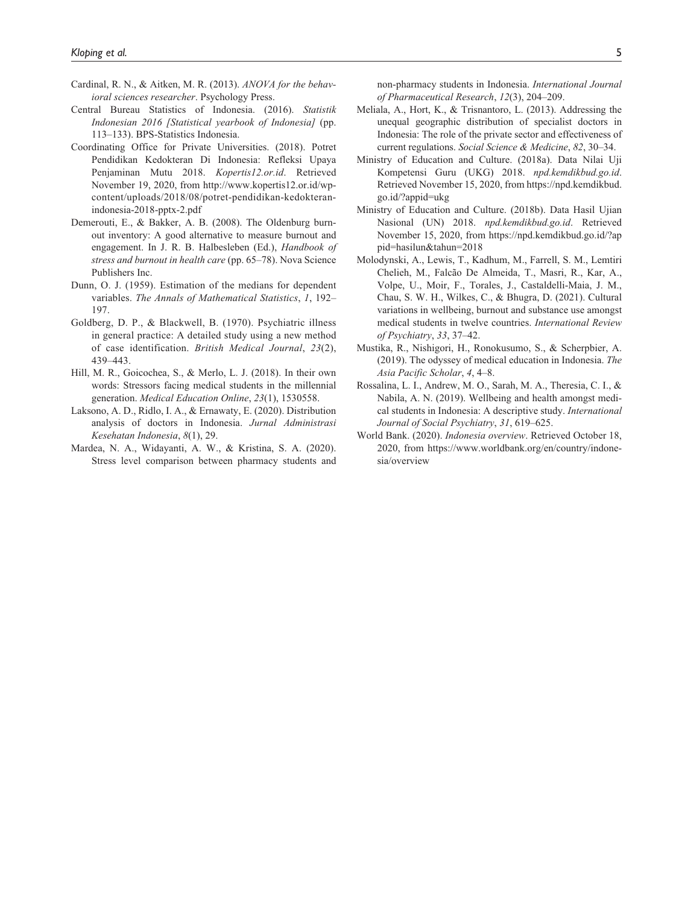Cardinal, R. N., & Aitken, M. R. (2013). *ANOVA for the behavioral sciences researcher*. Psychology Press.

Central Bureau Statistics of Indonesia. (2016). *Statistik Indonesian 2016 [Statistical yearbook of Indonesia]* (pp. 113–133). BPS-Statistics Indonesia.

Coordinating Office for Private Universities. (2018). Potret Pendidikan Kedokteran Di Indonesia: Refleksi Upaya Penjaminan Mutu 2018. *Kopertis12.or.id*. Retrieved November 19, 2020, from http://www.kopertis12.or.id/wp-content/uploads/2018/08/potret-pendidikan-kedokteran-indonesia-2018-pptx-2.pdf

Demerouti, E., & Bakker, A. B. (2008). The Oldenburg burnout inventory: A good alternative to measure burnout and engagement. In J. R. B. Halbesleben (Ed.), *Handbook of stress and burnout in health care* (pp. 65–78). Nova Science Publishers Inc.

Dunn, O. J. (1959). Estimation of the medians for dependent variables. *The Annals of Mathematical Statistics*, *1*, 192–197.

Goldberg, D. P., & Blackwell, B. (1970). Psychiatric illness in general practice: A detailed study using a new method of case identification. *British Medical Journal*, *23*(2), 439–443.

Hill, M. R., Goicochea, S., & Merlo, L. J. (2018). In their own words: Stressors facing medical students in the millennial generation. *Medical Education Online*, *23*(1), 1530558.

Laksono, A. D., Ridlo, I. A., & Ernawaty, E. (2020). Distribution analysis of doctors in Indonesia. *Jurnal Administrasi Kesehatan Indonesia*, *8*(1), 29.

Mardea, N. A., Widayanti, A. W., & Kristina, S. A. (2020). Stress level comparison between pharmacy students and non-pharmacy students in Indonesia. *International Journal of Pharmaceutical Research*, *12*(3), 204–209.

Meliala, A., Hort, K., & Trisnantoro, L. (2013). Addressing the unequal geographic distribution of specialist doctors in Indonesia: The role of the private sector and effectiveness of current regulations. *Social Science & Medicine*, *82*, 30–34.

Ministry of Education and Culture. (2018a). Data Nilai Uji Kompetensi Guru (UKG) 2018. *npd.kemdikbud.go.id*. Retrieved November 15, 2020, from https://npd.kemdikbud.go.id/?appid=ukg

Ministry of Education and Culture. (2018b). Data Hasil Ujian Nasional (UN) 2018. *npd.kemdikbud.go.id*. Retrieved November 15, 2020, from https://npd.kemdikbud.go.id/?appid=hasilun&tahun=2018

Molodynski, A., Lewis, T., Kadhum, M., Farrell, S. M., Lemtiri Chelieh, M., Falcão De Almeida, T., Masri, R., Kar, A., Volpe, U., Moir, F., Torales, J., Castaldelli-Maia, J. M., Chau, S. W. H., Wilkes, C., & Bhugra, D. (2021). Cultural variations in wellbeing, burnout and substance use amongst medical students in twelve countries. *International Review of Psychiatry*, *33*, 37–42.

Mustika, R., Nishigori, H., Ronokusumo, S., & Scherpbier, A. (2019). The odyssey of medical education in Indonesia. *The Asia Pacific Scholar*, *4*, 4–8.

Rossalina, L. I., Andrew, M. O., Sarah, M. A., Theresia, C. I., & Nabila, A. N. (2019). Wellbeing and health amongst medical students in Indonesia: A descriptive study. *International Journal of Social Psychiatry*, *31*, 619–625.

World Bank. (2020). *Indonesia overview*. Retrieved October 18, 2020, from https://www.worldbank.org/en/country/indonesia/overview